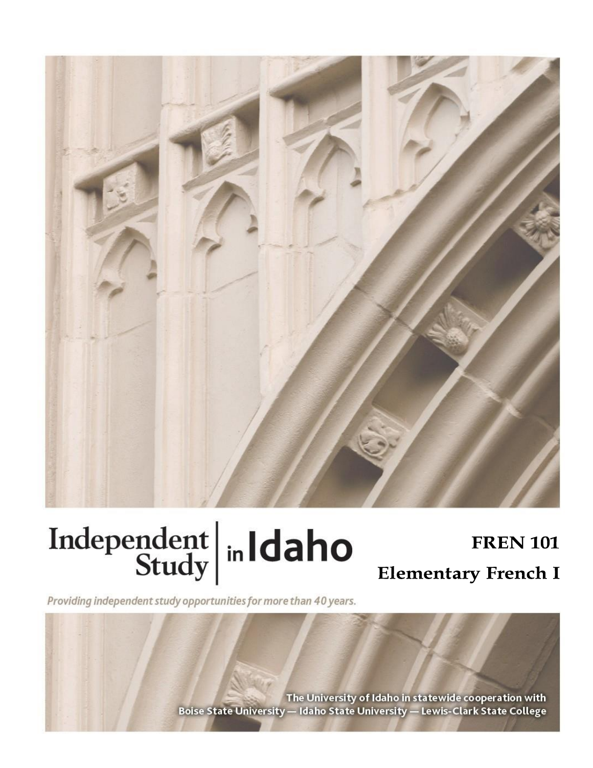Independent Study in Idaho

# FREN 101

# Elementary French I

*Providing independent study opportunities for more than 40 years.*

The University of Idaho in statewide cooperation with
Boise State University — Idaho State University — Lewis-Clark State College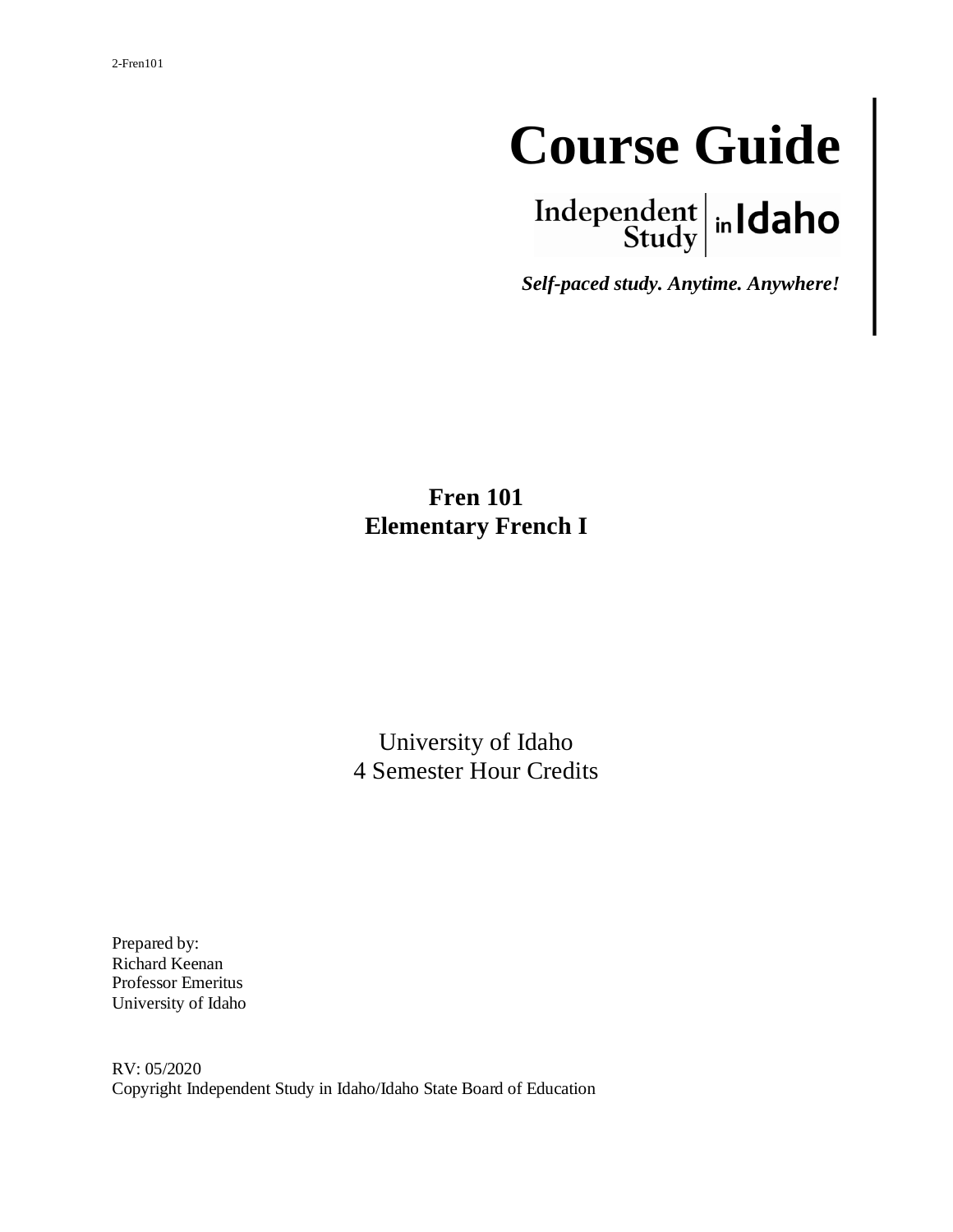# Course Guide

Independent Study in Idaho

***Self-paced study. Anytime. Anywhere!***

**Fren 101**
**Elementary French I**

University of Idaho
4 Semester Hour Credits

Prepared by:
Richard Keenan
Professor Emeritus
University of Idaho

RV: 05/2020
Copyright Independent Study in Idaho/Idaho State Board of Education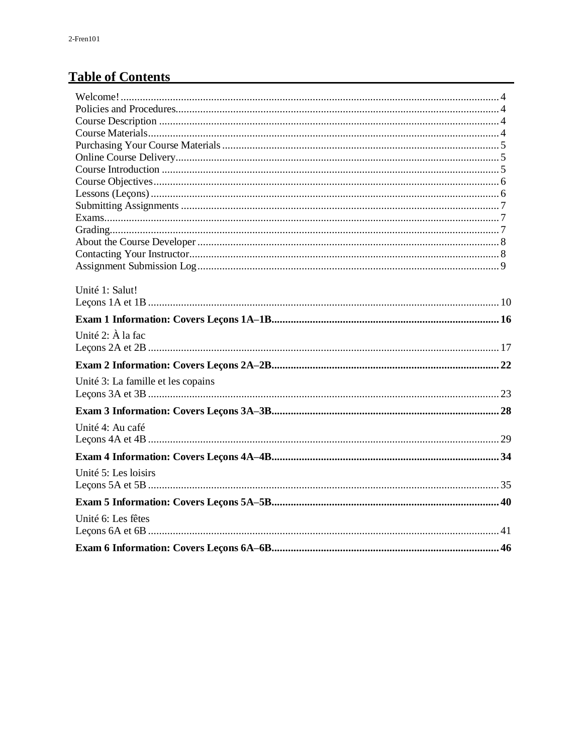## Table of Contents

Welcome! ........ 4
Policies and Procedures ........ 4
Course Description ........ 4
Course Materials ........ 4
Purchasing Your Course Materials ........ 5
Online Course Delivery ........ 5
Course Introduction ........ 5
Course Objectives ........ 6
Lessons (Leçons) ........ 6
Submitting Assignments ........ 7
Exams ........ 7
Grading ........ 7
About the Course Developer ........ 8
Contacting Your Instructor ........ 8
Assignment Submission Log ........ 9

Unité 1: Salut!
Leçons 1A et 1B ........ 10

**Exam 1 Information: Covers Leçons 1A–1B ........ 16**

Unité 2: À la fac
Leçons 2A et 2B ........ 17

**Exam 2 Information: Covers Leçons 2A–2B ........ 22**

Unité 3: La famille et les copains
Leçons 3A et 3B ........ 23

**Exam 3 Information: Covers Leçons 3A–3B ........ 28**

Unité 4: Au café
Leçons 4A et 4B ........ 29

**Exam 4 Information: Covers Leçons 4A–4B ........ 34**

Unité 5: Les loisirs
Leçons 5A et 5B ........ 35

**Exam 5 Information: Covers Leçons 5A–5B ........ 40**

Unité 6: Les fêtes
Leçons 6A et 6B ........ 41

**Exam 6 Information: Covers Leçons 6A–6B ........ 46**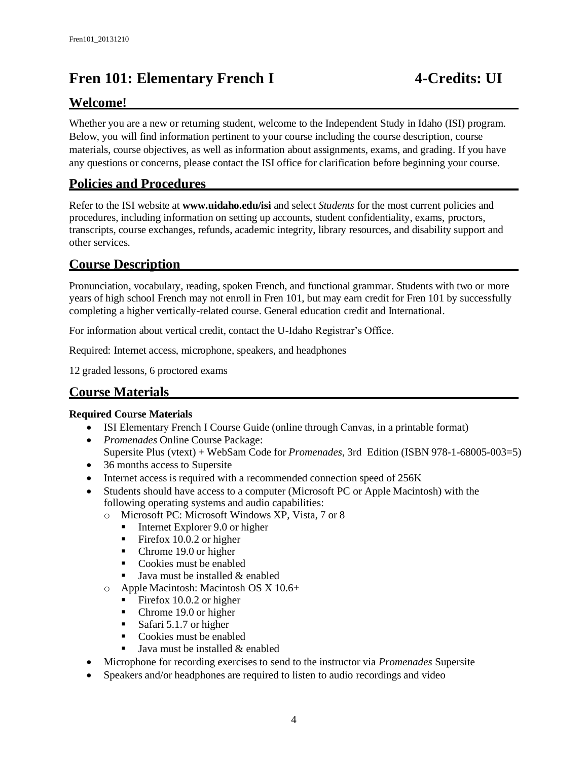# Fren 101: Elementary French I 4-Credits: UI

## Welcome!

Whether you are a new or returning student, welcome to the Independent Study in Idaho (ISI) program. Below, you will find information pertinent to your course including the course description, course materials, course objectives, as well as information about assignments, exams, and grading. If you have any questions or concerns, please contact the ISI office for clarification before beginning your course.

## Policies and Procedures

Refer to the ISI website at **www.uidaho.edu/isi** and select *Students* for the most current policies and procedures, including information on setting up accounts, student confidentiality, exams, proctors, transcripts, course exchanges, refunds, academic integrity, library resources, and disability support and other services.

## Course Description

Pronunciation, vocabulary, reading, spoken French, and functional grammar. Students with two or more years of high school French may not enroll in Fren 101, but may earn credit for Fren 101 by successfully completing a higher vertically-related course. General education credit and International.

For information about vertical credit, contact the U-Idaho Registrar's Office.

Required: Internet access, microphone, speakers, and headphones

12 graded lessons, 6 proctored exams

## Course Materials

**Required Course Materials**

- ISI Elementary French I Course Guide (online through Canvas, in a printable format)
- *Promenades* Online Course Package:
  Supersite Plus (vtext) + WebSam Code for *Promenades*, 3rd Edition (ISBN 978-1-68005-003=5)
- 36 months access to Supersite
- Internet access is required with a recommended connection speed of 256K
- Students should have access to a computer (Microsoft PC or Apple Macintosh) with the following operating systems and audio capabilities:
  - Microsoft PC: Microsoft Windows XP, Vista, 7 or 8
    - Internet Explorer 9.0 or higher
    - Firefox 10.0.2 or higher
    - Chrome 19.0 or higher
    - Cookies must be enabled
    - Java must be installed & enabled
  - Apple Macintosh: Macintosh OS X 10.6+
    - Firefox 10.0.2 or higher
    - Chrome 19.0 or higher
    - Safari 5.1.7 or higher
    - Cookies must be enabled
    - Java must be installed & enabled
- Microphone for recording exercises to send to the instructor via *Promenades* Supersite
- Speakers and/or headphones are required to listen to audio recordings and video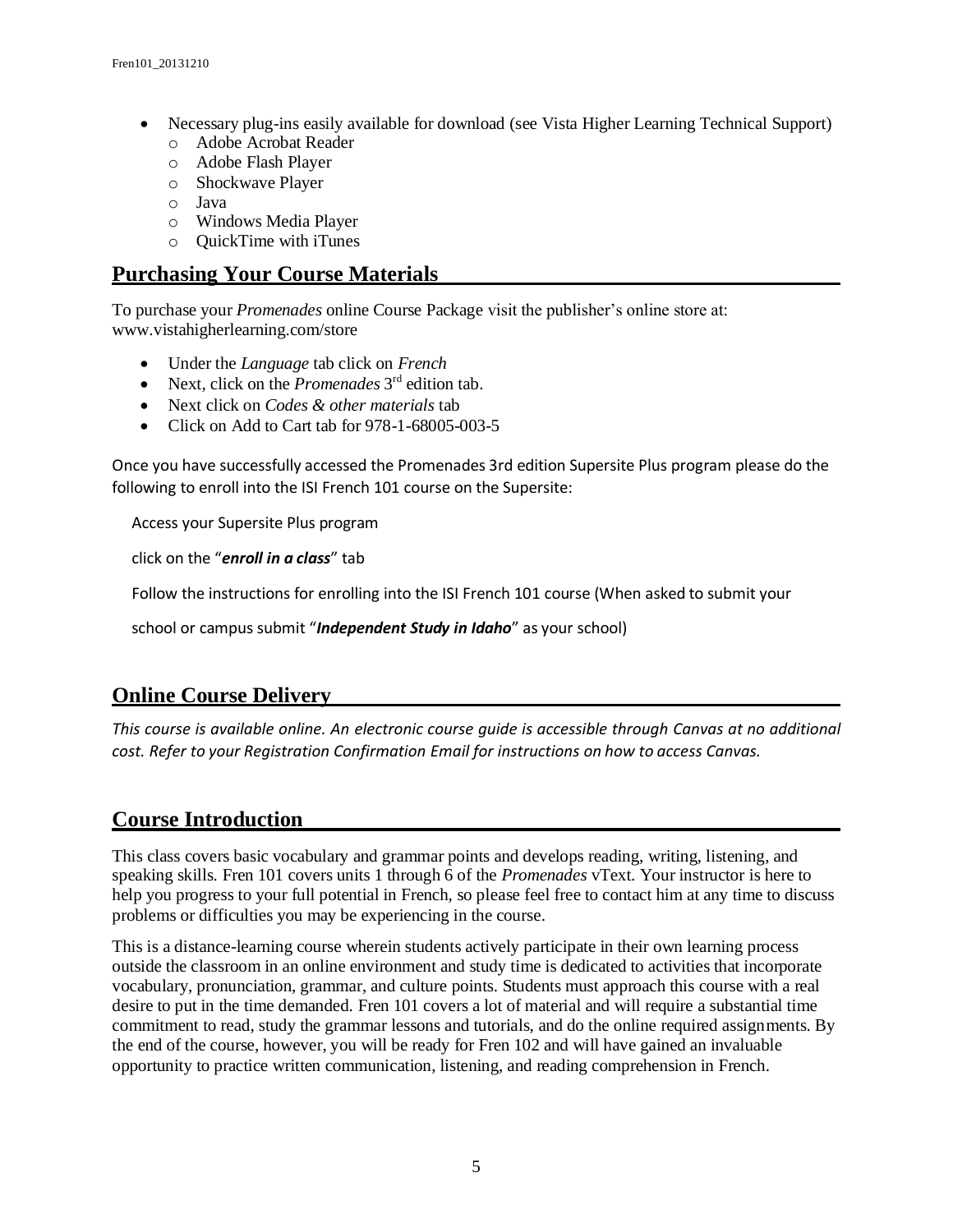- Necessary plug-ins easily available for download (see Vista Higher Learning Technical Support)
  - Adobe Acrobat Reader
  - Adobe Flash Player
  - Shockwave Player
  - Java
  - Windows Media Player
  - QuickTime with iTunes

## Purchasing Your Course Materials

To purchase your *Promenades* online Course Package visit the publisher's online store at: www.vistahigherlearning.com/store

- Under the *Language* tab click on *French*
- Next, click on the *Promenades* 3rd edition tab.
- Next click on *Codes & other materials* tab
- Click on Add to Cart tab for 978-1-68005-003-5

Once you have successfully accessed the Promenades 3rd edition Supersite Plus program please do the following to enroll into the ISI French 101 course on the Supersite:

Access your Supersite Plus program

click on the "***enroll in a class***" tab

Follow the instructions for enrolling into the ISI French 101 course (When asked to submit your school or campus submit "***Independent Study in Idaho***" as your school)

## Online Course Delivery

*This course is available online. An electronic course guide is accessible through Canvas at no additional cost. Refer to your Registration Confirmation Email for instructions on how to access Canvas.*

## Course Introduction

This class covers basic vocabulary and grammar points and develops reading, writing, listening, and speaking skills. Fren 101 covers units 1 through 6 of the *Promenades* vText. Your instructor is here to help you progress to your full potential in French, so please feel free to contact him at any time to discuss problems or difficulties you may be experiencing in the course.

This is a distance-learning course wherein students actively participate in their own learning process outside the classroom in an online environment and study time is dedicated to activities that incorporate vocabulary, pronunciation, grammar, and culture points. Students must approach this course with a real desire to put in the time demanded. Fren 101 covers a lot of material and will require a substantial time commitment to read, study the grammar lessons and tutorials, and do the online required assignments. By the end of the course, however, you will be ready for Fren 102 and will have gained an invaluable opportunity to practice written communication, listening, and reading comprehension in French.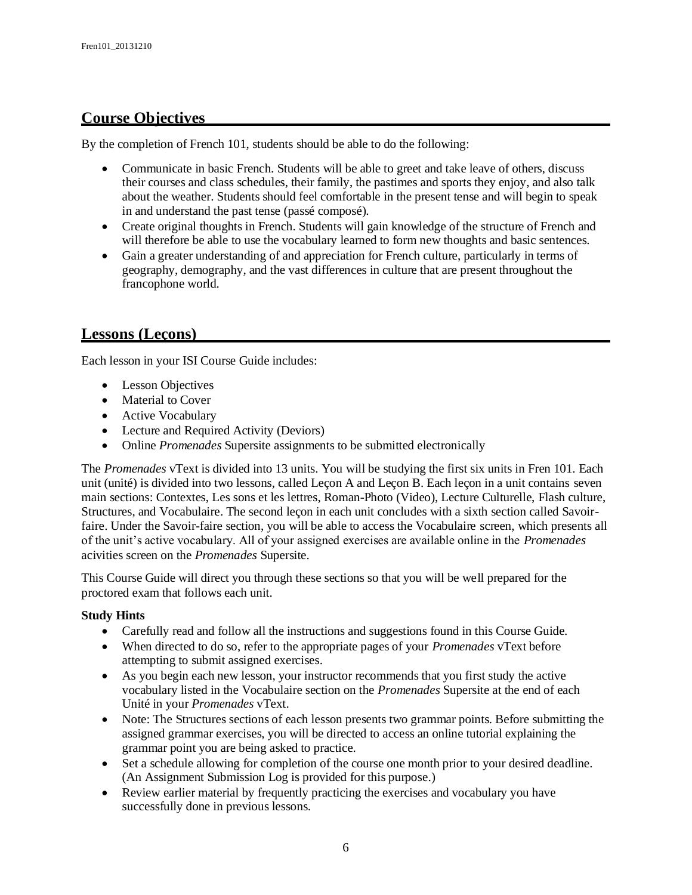## Course Objectives

By the completion of French 101, students should be able to do the following:

- Communicate in basic French. Students will be able to greet and take leave of others, discuss their courses and class schedules, their family, the pastimes and sports they enjoy, and also talk about the weather. Students should feel comfortable in the present tense and will begin to speak in and understand the past tense (passé composé).
- Create original thoughts in French. Students will gain knowledge of the structure of French and will therefore be able to use the vocabulary learned to form new thoughts and basic sentences.
- Gain a greater understanding of and appreciation for French culture, particularly in terms of geography, demography, and the vast differences in culture that are present throughout the francophone world.

## Lessons (Leçons)

Each lesson in your ISI Course Guide includes:

- Lesson Objectives
- Material to Cover
- Active Vocabulary
- Lecture and Required Activity (Deviors)
- Online *Promenades* Supersite assignments to be submitted electronically

The *Promenades* vText is divided into 13 units. You will be studying the first six units in Fren 101. Each unit (unité) is divided into two lessons, called Leçon A and Leçon B. Each leçon in a unit contains seven main sections: Contextes, Les sons et les lettres, Roman-Photo (Video), Lecture Culturelle, Flash culture, Structures, and Vocabulaire. The second leçon in each unit concludes with a sixth section called Savoir-faire. Under the Savoir-faire section, you will be able to access the Vocabulaire screen, which presents all of the unit's active vocabulary. All of your assigned exercises are available online in the *Promenades* acivities screen on the *Promenades* Supersite.

This Course Guide will direct you through these sections so that you will be well prepared for the proctored exam that follows each unit.

**Study Hints**

- Carefully read and follow all the instructions and suggestions found in this Course Guide.
- When directed to do so, refer to the appropriate pages of your *Promenades* vText before attempting to submit assigned exercises.
- As you begin each new lesson, your instructor recommends that you first study the active vocabulary listed in the Vocabulaire section on the *Promenades* Supersite at the end of each Unité in your *Promenades* vText.
- Note: The Structures sections of each lesson presents two grammar points. Before submitting the assigned grammar exercises, you will be directed to access an online tutorial explaining the grammar point you are being asked to practice.
- Set a schedule allowing for completion of the course one month prior to your desired deadline. (An Assignment Submission Log is provided for this purpose.)
- Review earlier material by frequently practicing the exercises and vocabulary you have successfully done in previous lessons.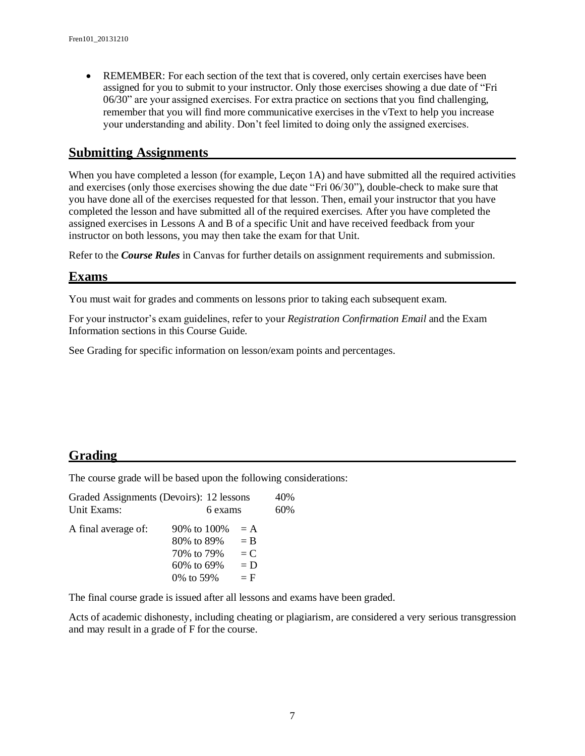- REMEMBER: For each section of the text that is covered, only certain exercises have been assigned for you to submit to your instructor. Only those exercises showing a due date of "Fri 06/30" are your assigned exercises. For extra practice on sections that you find challenging, remember that you will find more communicative exercises in the vText to help you increase your understanding and ability. Don't feel limited to doing only the assigned exercises.

## Submitting Assignments

When you have completed a lesson (for example, Leçon 1A) and have submitted all the required activities and exercises (only those exercises showing the due date "Fri 06/30"), double-check to make sure that you have done all of the exercises requested for that lesson. Then, email your instructor that you have completed the lesson and have submitted all of the required exercises. After you have completed the assigned exercises in Lessons A and B of a specific Unit and have received feedback from your instructor on both lessons, you may then take the exam for that Unit.

Refer to the ***Course Rules*** in Canvas for further details on assignment requirements and submission.

## Exams

You must wait for grades and comments on lessons prior to taking each subsequent exam.

For your instructor's exam guidelines, refer to your *Registration Confirmation Email* and the Exam Information sections in this Course Guide.

See Grading for specific information on lesson/exam points and percentages.

## Grading

The course grade will be based upon the following considerations:

| | | |
|---|---|---|
| Graded Assignments (Devoirs): | 12 lessons | 40% |
| Unit Exams: | 6 exams | 60% |

| | | |
|---|---|---|
| A final average of: | 90% to 100% | = A |
| | 80% to 89% | = B |
| | 70% to 79% | = C |
| | 60% to 69% | = D |
| | 0% to 59% | = F |

The final course grade is issued after all lessons and exams have been graded.

Acts of academic dishonesty, including cheating or plagiarism, are considered a very serious transgression and may result in a grade of F for the course.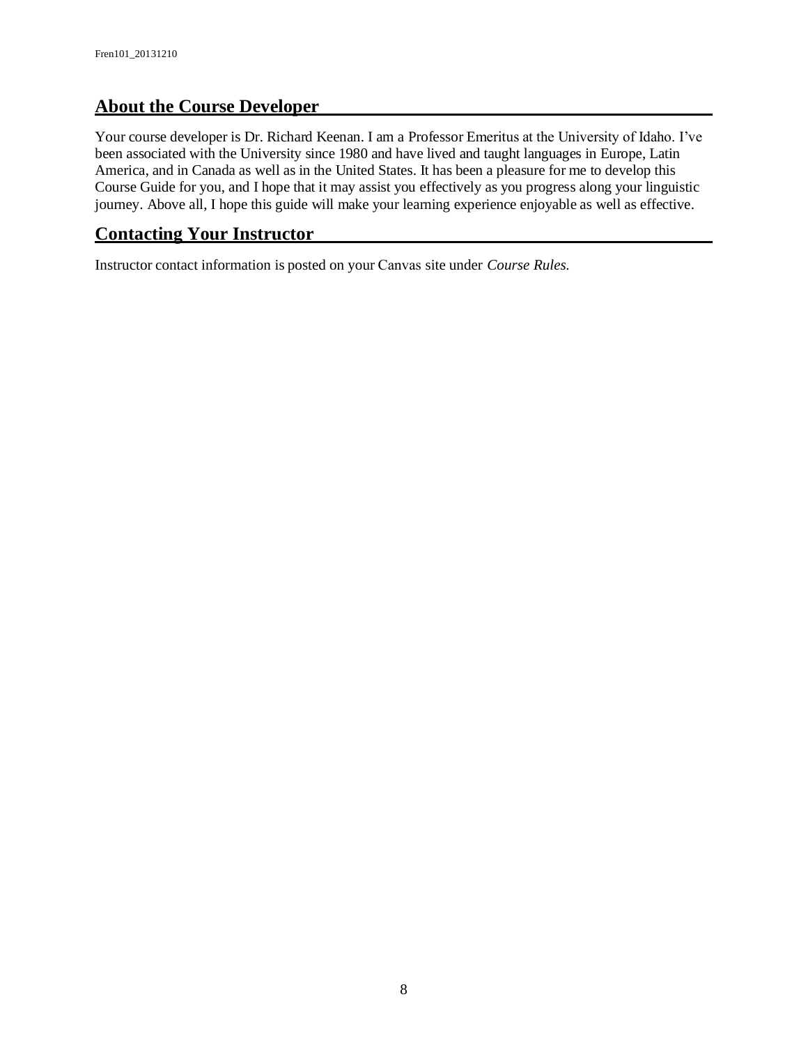## About the Course Developer

Your course developer is Dr. Richard Keenan. I am a Professor Emeritus at the University of Idaho. I've been associated with the University since 1980 and have lived and taught languages in Europe, Latin America, and in Canada as well as in the United States. It has been a pleasure for me to develop this Course Guide for you, and I hope that it may assist you effectively as you progress along your linguistic journey. Above all, I hope this guide will make your learning experience enjoyable as well as effective.

## Contacting Your Instructor

Instructor contact information is posted on your Canvas site under *Course Rules.*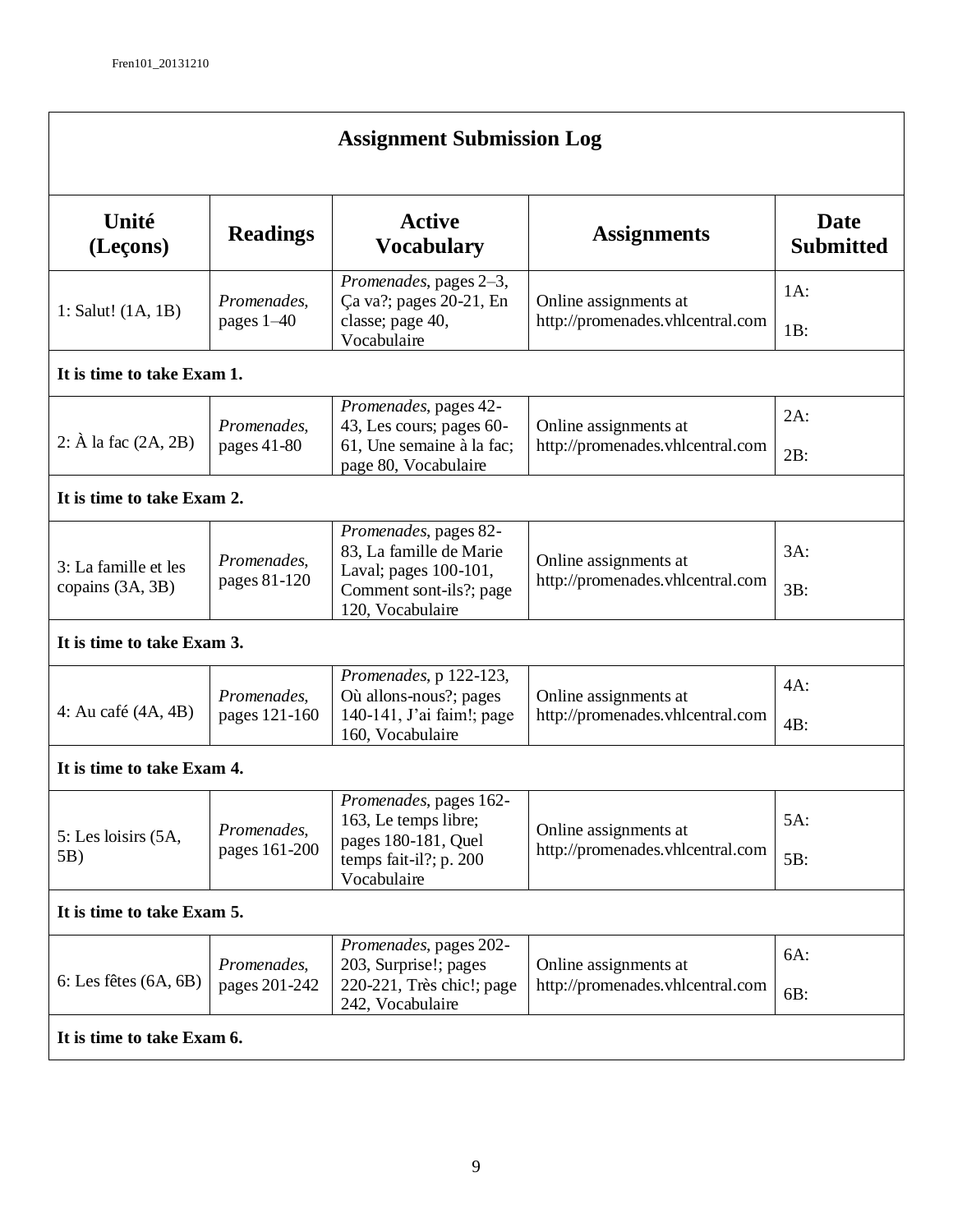| Assignment Submission Log | | | | |
|---|---|---|---|---|
| **Unité (Leçons)** | **Readings** | **Active Vocabulary** | **Assignments** | **Date Submitted** |
| 1: Salut! (1A, 1B) | *Promenades*, pages 1–40 | *Promenades*, pages 2–3, Ça va?; pages 20-21, En classe; page 40, Vocabulaire | Online assignments at http://promenades.vhlcentral.com | 1A: <br> 1B: |
| **It is time to take Exam 1.** | | | | |
| 2: À la fac (2A, 2B) | *Promenades*, pages 41-80 | *Promenades*, pages 42-43, Les cours; pages 60-61, Une semaine à la fac; page 80, Vocabulaire | Online assignments at http://promenades.vhlcentral.com | 2A: <br> 2B: |
| **It is time to take Exam 2.** | | | | |
| 3: La famille et les copains (3A, 3B) | *Promenades*, pages 81-120 | *Promenades*, pages 82-83, La famille de Marie Laval; pages 100-101, Comment sont-ils?; page 120, Vocabulaire | Online assignments at http://promenades.vhlcentral.com | 3A: <br> 3B: |
| **It is time to take Exam 3.** | | | | |
| 4: Au café (4A, 4B) | *Promenades*, pages 121-160 | *Promenades*, p 122-123, Où allons-nous?; pages 140-141, J'ai faim!; page 160, Vocabulaire | Online assignments at http://promenades.vhlcentral.com | 4A: <br> 4B: |
| **It is time to take Exam 4.** | | | | |
| 5: Les loisirs (5A, 5B) | *Promenades*, pages 161-200 | *Promenades*, pages 162-163, Le temps libre; pages 180-181, Quel temps fait-il?; p. 200 Vocabulaire | Online assignments at http://promenades.vhlcentral.com | 5A: <br> 5B: |
| **It is time to take Exam 5.** | | | | |
| 6: Les fêtes (6A, 6B) | *Promenades*, pages 201-242 | *Promenades*, pages 202-203, Surprise!; pages 220-221, Très chic!; page 242, Vocabulaire | Online assignments at http://promenades.vhlcentral.com | 6A: <br> 6B: |
| **It is time to take Exam 6.** | | | | |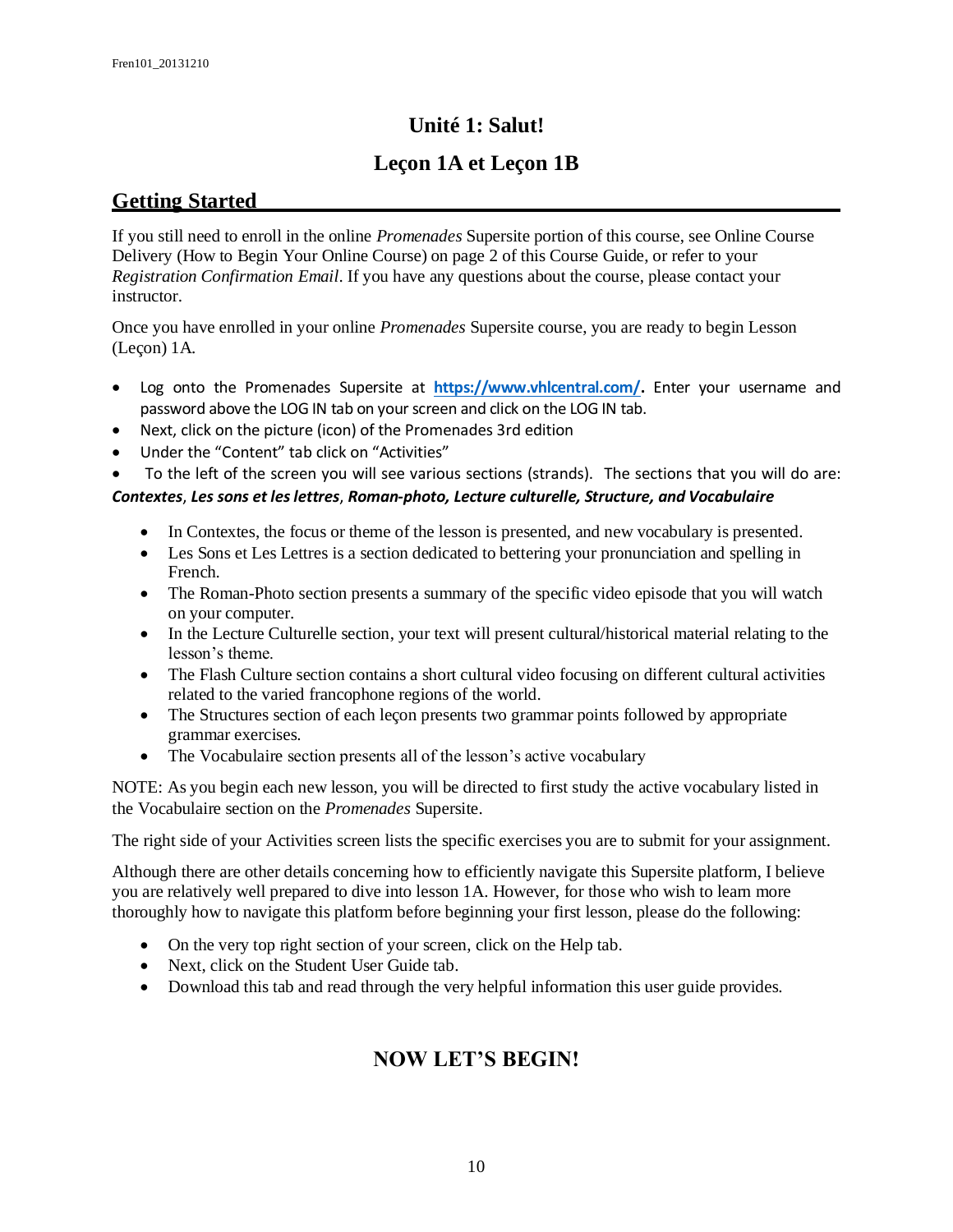# Unité 1: Salut!

## Leçon 1A et Leçon 1B

## Getting Started

If you still need to enroll in the online *Promenades* Supersite portion of this course, see Online Course Delivery (How to Begin Your Online Course) on page 2 of this Course Guide, or refer to your *Registration Confirmation Email*. If you have any questions about the course, please contact your instructor.

Once you have enrolled in your online *Promenades* Supersite course, you are ready to begin Lesson (Leçon) 1A.

- Log onto the Promenades Supersite at **https://www.vhlcentral.com/.** Enter your username and password above the LOG IN tab on your screen and click on the LOG IN tab.
- Next, click on the picture (icon) of the Promenades 3rd edition
- Under the "Content" tab click on "Activities"
- To the left of the screen you will see various sections (strands). The sections that you will do are:

***Contextes*, *Les sons et les lettres*, *Roman-photo, Lecture culturelle, Structure, and Vocabulaire***

- In Contextes, the focus or theme of the lesson is presented, and new vocabulary is presented.
- Les Sons et Les Lettres is a section dedicated to bettering your pronunciation and spelling in French.
- The Roman-Photo section presents a summary of the specific video episode that you will watch on your computer.
- In the Lecture Culturelle section, your text will present cultural/historical material relating to the lesson's theme.
- The Flash Culture section contains a short cultural video focusing on different cultural activities related to the varied francophone regions of the world.
- The Structures section of each leçon presents two grammar points followed by appropriate grammar exercises.
- The Vocabulaire section presents all of the lesson's active vocabulary

NOTE: As you begin each new lesson, you will be directed to first study the active vocabulary listed in the Vocabulaire section on the *Promenades* Supersite.

The right side of your Activities screen lists the specific exercises you are to submit for your assignment.

Although there are other details concerning how to efficiently navigate this Supersite platform, I believe you are relatively well prepared to dive into lesson 1A. However, for those who wish to learn more thoroughly how to navigate this platform before beginning your first lesson, please do the following:

- On the very top right section of your screen, click on the Help tab.
- Next, click on the Student User Guide tab.
- Download this tab and read through the very helpful information this user guide provides.

## NOW LET'S BEGIN!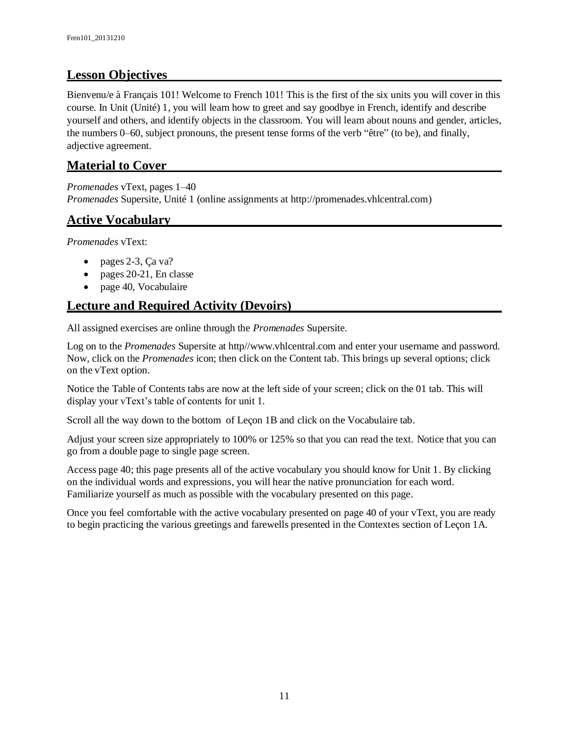## Lesson Objectives

Bienvenu/e à Français 101! Welcome to French 101! This is the first of the six units you will cover in this course. In Unit (Unité) 1, you will learn how to greet and say goodbye in French, identify and describe yourself and others, and identify objects in the classroom. You will learn about nouns and gender, articles, the numbers 0–60, subject pronouns, the present tense forms of the verb "être" (to be), and finally, adjective agreement.

## Material to Cover

*Promenades* vText, pages 1–40
*Promenades* Supersite, Unité 1 (online assignments at http://promenades.vhlcentral.com)

## Active Vocabulary

*Promenades* vText:

- pages 2-3, Ça va?
- pages 20-21, En classe
- page 40, Vocabulaire

## Lecture and Required Activity (Devoirs)

All assigned exercises are online through the *Promenades* Supersite.

Log on to the *Promenades* Supersite at http//www.vhlcentral.com and enter your username and password. Now, click on the *Promenades* icon; then click on the Content tab. This brings up several options; click on the vText option.

Notice the Table of Contents tabs are now at the left side of your screen; click on the 01 tab. This will display your vText's table of contents for unit 1.

Scroll all the way down to the bottom of Leçon 1B and click on the Vocabulaire tab.

Adjust your screen size appropriately to 100% or 125% so that you can read the text. Notice that you can go from a double page to single page screen.

Access page 40; this page presents all of the active vocabulary you should know for Unit 1. By clicking on the individual words and expressions, you will hear the native pronunciation for each word. Familiarize yourself as much as possible with the vocabulary presented on this page.

Once you feel comfortable with the active vocabulary presented on page 40 of your vText, you are ready to begin practicing the various greetings and farewells presented in the Contextes section of Leçon 1A.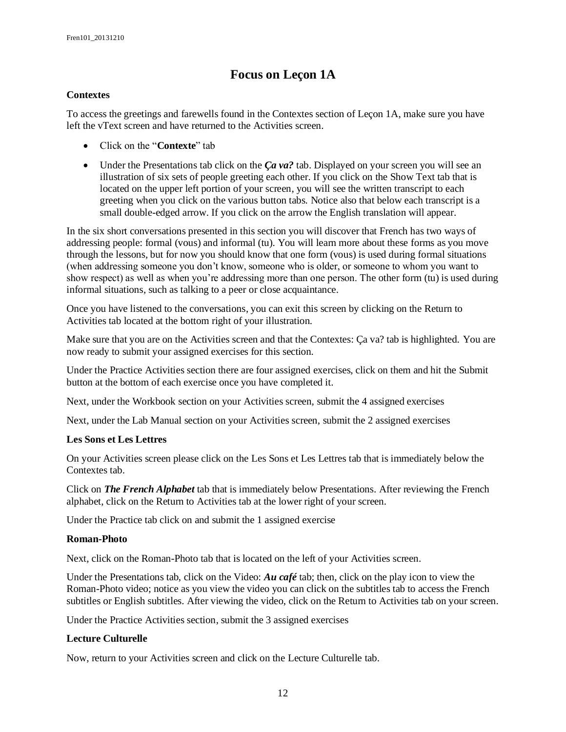# Focus on Leçon 1A

**Contextes**

To access the greetings and farewells found in the Contextes section of Leçon 1A, make sure you have left the vText screen and have returned to the Activities screen.

- Click on the "**Contexte**" tab
- Under the Presentations tab click on the ***Ça va?*** tab. Displayed on your screen you will see an illustration of six sets of people greeting each other. If you click on the Show Text tab that is located on the upper left portion of your screen, you will see the written transcript to each greeting when you click on the various button tabs. Notice also that below each transcript is a small double-edged arrow. If you click on the arrow the English translation will appear.

In the six short conversations presented in this section you will discover that French has two ways of addressing people: formal (vous) and informal (tu). You will learn more about these forms as you move through the lessons, but for now you should know that one form (vous) is used during formal situations (when addressing someone you don't know, someone who is older, or someone to whom you want to show respect) as well as when you're addressing more than one person. The other form (tu) is used during informal situations, such as talking to a peer or close acquaintance.

Once you have listened to the conversations, you can exit this screen by clicking on the Return to Activities tab located at the bottom right of your illustration.

Make sure that you are on the Activities screen and that the Contextes: Ça va? tab is highlighted. You are now ready to submit your assigned exercises for this section.

Under the Practice Activities section there are four assigned exercises, click on them and hit the Submit button at the bottom of each exercise once you have completed it.

Next, under the Workbook section on your Activities screen, submit the 4 assigned exercises

Next, under the Lab Manual section on your Activities screen, submit the 2 assigned exercises

**Les Sons et Les Lettres**

On your Activities screen please click on the Les Sons et Les Lettres tab that is immediately below the Contextes tab.

Click on ***The French Alphabet*** tab that is immediately below Presentations. After reviewing the French alphabet, click on the Return to Activities tab at the lower right of your screen.

Under the Practice tab click on and submit the 1 assigned exercise

**Roman-Photo**

Next, click on the Roman-Photo tab that is located on the left of your Activities screen.

Under the Presentations tab, click on the Video: ***Au café*** tab; then, click on the play icon to view the Roman-Photo video; notice as you view the video you can click on the subtitles tab to access the French subtitles or English subtitles. After viewing the video, click on the Return to Activities tab on your screen.

Under the Practice Activities section, submit the 3 assigned exercises

**Lecture Culturelle**

Now, return to your Activities screen and click on the Lecture Culturelle tab.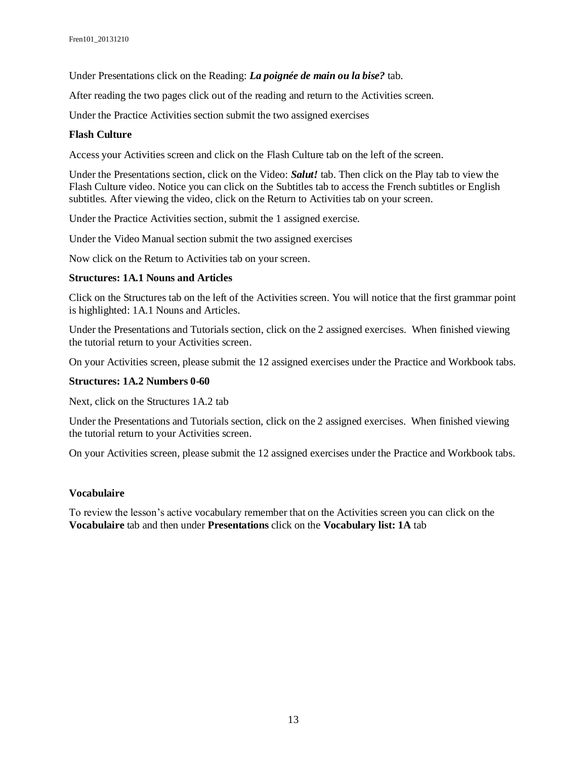Under Presentations click on the Reading: ***La poignée de main ou la bise?*** tab.

After reading the two pages click out of the reading and return to the Activities screen.

Under the Practice Activities section submit the two assigned exercises

**Flash Culture**

Access your Activities screen and click on the Flash Culture tab on the left of the screen.

Under the Presentations section, click on the Video: ***Salut!*** tab. Then click on the Play tab to view the Flash Culture video. Notice you can click on the Subtitles tab to access the French subtitles or English subtitles. After viewing the video, click on the Return to Activities tab on your screen.

Under the Practice Activities section, submit the 1 assigned exercise.

Under the Video Manual section submit the two assigned exercises

Now click on the Return to Activities tab on your screen.

**Structures: 1A.1 Nouns and Articles**

Click on the Structures tab on the left of the Activities screen. You will notice that the first grammar point is highlighted: 1A.1 Nouns and Articles.

Under the Presentations and Tutorials section, click on the 2 assigned exercises. When finished viewing the tutorial return to your Activities screen.

On your Activities screen, please submit the 12 assigned exercises under the Practice and Workbook tabs.

**Structures: 1A.2 Numbers 0-60**

Next, click on the Structures 1A.2 tab

Under the Presentations and Tutorials section, click on the 2 assigned exercises. When finished viewing the tutorial return to your Activities screen.

On your Activities screen, please submit the 12 assigned exercises under the Practice and Workbook tabs.

**Vocabulaire**

To review the lesson's active vocabulary remember that on the Activities screen you can click on the **Vocabulaire** tab and then under **Presentations** click on the **Vocabulary list: 1A** tab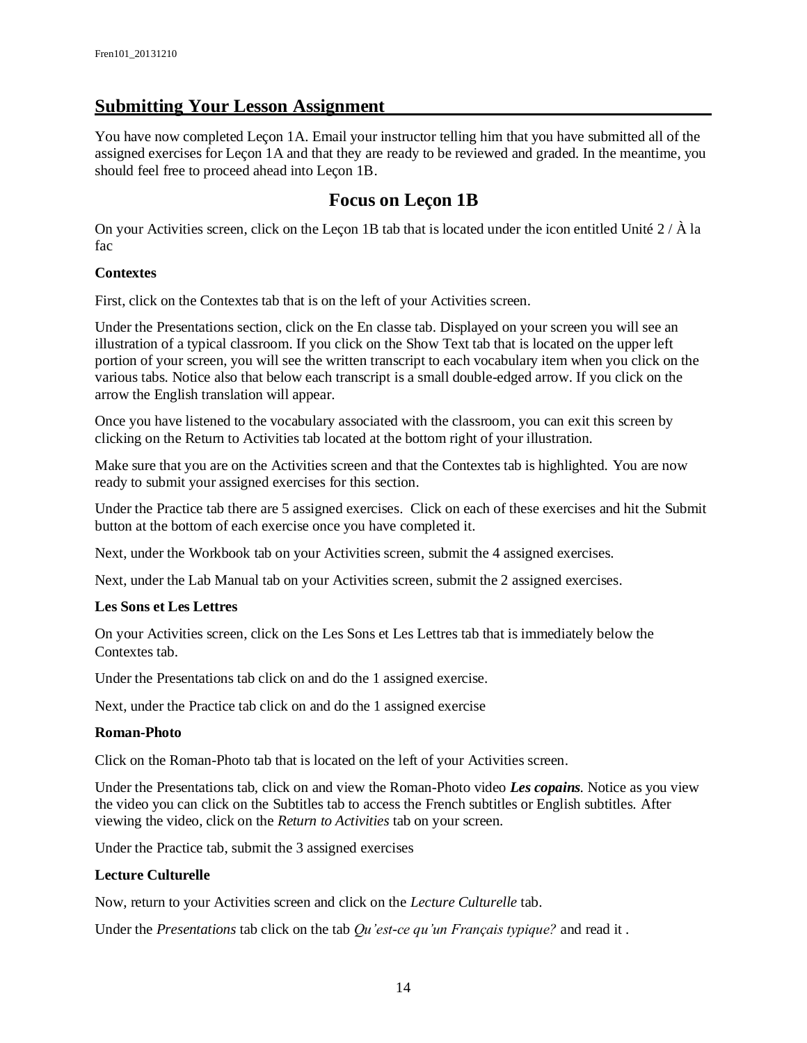## Submitting Your Lesson Assignment

You have now completed Leçon 1A. Email your instructor telling him that you have submitted all of the assigned exercises for Leçon 1A and that they are ready to be reviewed and graded. In the meantime, you should feel free to proceed ahead into Leçon 1B.

## Focus on Leçon 1B

On your Activities screen, click on the Leçon 1B tab that is located under the icon entitled Unité 2 / À la fac

**Contextes**

First, click on the Contextes tab that is on the left of your Activities screen.

Under the Presentations section, click on the En classe tab. Displayed on your screen you will see an illustration of a typical classroom. If you click on the Show Text tab that is located on the upper left portion of your screen, you will see the written transcript to each vocabulary item when you click on the various tabs. Notice also that below each transcript is a small double-edged arrow. If you click on the arrow the English translation will appear.

Once you have listened to the vocabulary associated with the classroom, you can exit this screen by clicking on the Return to Activities tab located at the bottom right of your illustration.

Make sure that you are on the Activities screen and that the Contextes tab is highlighted. You are now ready to submit your assigned exercises for this section.

Under the Practice tab there are 5 assigned exercises. Click on each of these exercises and hit the Submit button at the bottom of each exercise once you have completed it.

Next, under the Workbook tab on your Activities screen, submit the 4 assigned exercises.

Next, under the Lab Manual tab on your Activities screen, submit the 2 assigned exercises.

**Les Sons et Les Lettres**

On your Activities screen, click on the Les Sons et Les Lettres tab that is immediately below the Contextes tab.

Under the Presentations tab click on and do the 1 assigned exercise.

Next, under the Practice tab click on and do the 1 assigned exercise

**Roman-Photo**

Click on the Roman-Photo tab that is located on the left of your Activities screen.

Under the Presentations tab, click on and view the Roman-Photo video ***Les copains***. Notice as you view the video you can click on the Subtitles tab to access the French subtitles or English subtitles. After viewing the video, click on the *Return to Activities* tab on your screen.

Under the Practice tab, submit the 3 assigned exercises

**Lecture Culturelle**

Now, return to your Activities screen and click on the *Lecture Culturelle* tab.

Under the *Presentations* tab click on the tab *Qu'est-ce qu'un Français typique?* and read it .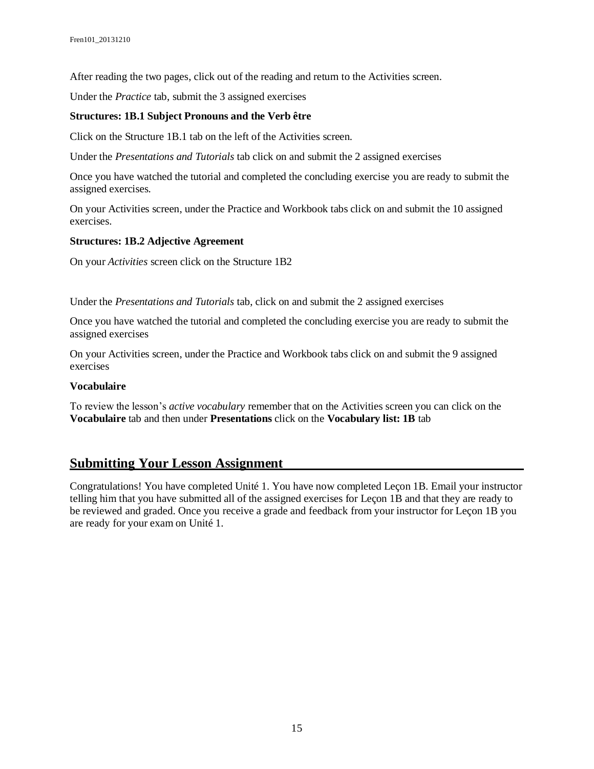After reading the two pages, click out of the reading and return to the Activities screen.

Under the *Practice* tab, submit the 3 assigned exercises

**Structures: 1B.1 Subject Pronouns and the Verb être**

Click on the Structure 1B.1 tab on the left of the Activities screen.

Under the *Presentations and Tutorials* tab click on and submit the 2 assigned exercises

Once you have watched the tutorial and completed the concluding exercise you are ready to submit the assigned exercises.

On your Activities screen, under the Practice and Workbook tabs click on and submit the 10 assigned exercises.

**Structures: 1B.2 Adjective Agreement**

On your *Activities* screen click on the Structure 1B2

Under the *Presentations and Tutorials* tab, click on and submit the 2 assigned exercises

Once you have watched the tutorial and completed the concluding exercise you are ready to submit the assigned exercises

On your Activities screen, under the Practice and Workbook tabs click on and submit the 9 assigned exercises

**Vocabulaire**

To review the lesson's *active vocabulary* remember that on the Activities screen you can click on the **Vocabulaire** tab and then under **Presentations** click on the **Vocabulary list: 1B** tab

## Submitting Your Lesson Assignment

Congratulations! You have completed Unité 1. You have now completed Leçon 1B. Email your instructor telling him that you have submitted all of the assigned exercises for Leçon 1B and that they are ready to be reviewed and graded. Once you receive a grade and feedback from your instructor for Leçon 1B you are ready for your exam on Unité 1.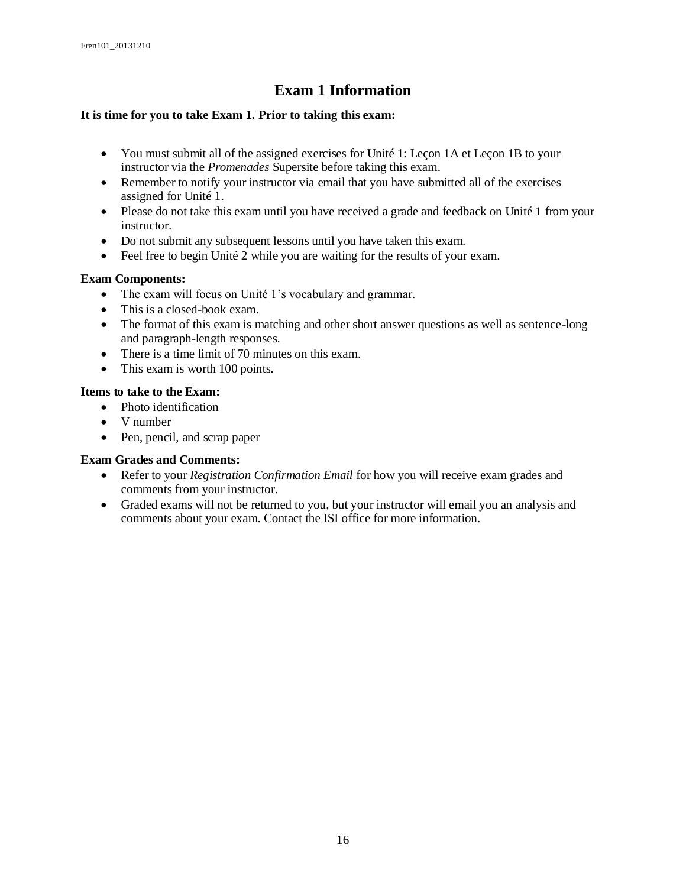# Exam 1 Information

**It is time for you to take Exam 1. Prior to taking this exam:**

- You must submit all of the assigned exercises for Unité 1: Leçon 1A et Leçon 1B to your instructor via the *Promenades* Supersite before taking this exam.
- Remember to notify your instructor via email that you have submitted all of the exercises assigned for Unité 1.
- Please do not take this exam until you have received a grade and feedback on Unité 1 from your instructor.
- Do not submit any subsequent lessons until you have taken this exam.
- Feel free to begin Unité 2 while you are waiting for the results of your exam.

**Exam Components:**

- The exam will focus on Unité 1's vocabulary and grammar.
- This is a closed-book exam.
- The format of this exam is matching and other short answer questions as well as sentence-long and paragraph-length responses.
- There is a time limit of 70 minutes on this exam.
- This exam is worth 100 points.

**Items to take to the Exam:**

- Photo identification
- V number
- Pen, pencil, and scrap paper

**Exam Grades and Comments:**

- Refer to your *Registration Confirmation Email* for how you will receive exam grades and comments from your instructor.
- Graded exams will not be returned to you, but your instructor will email you an analysis and comments about your exam. Contact the ISI office for more information.